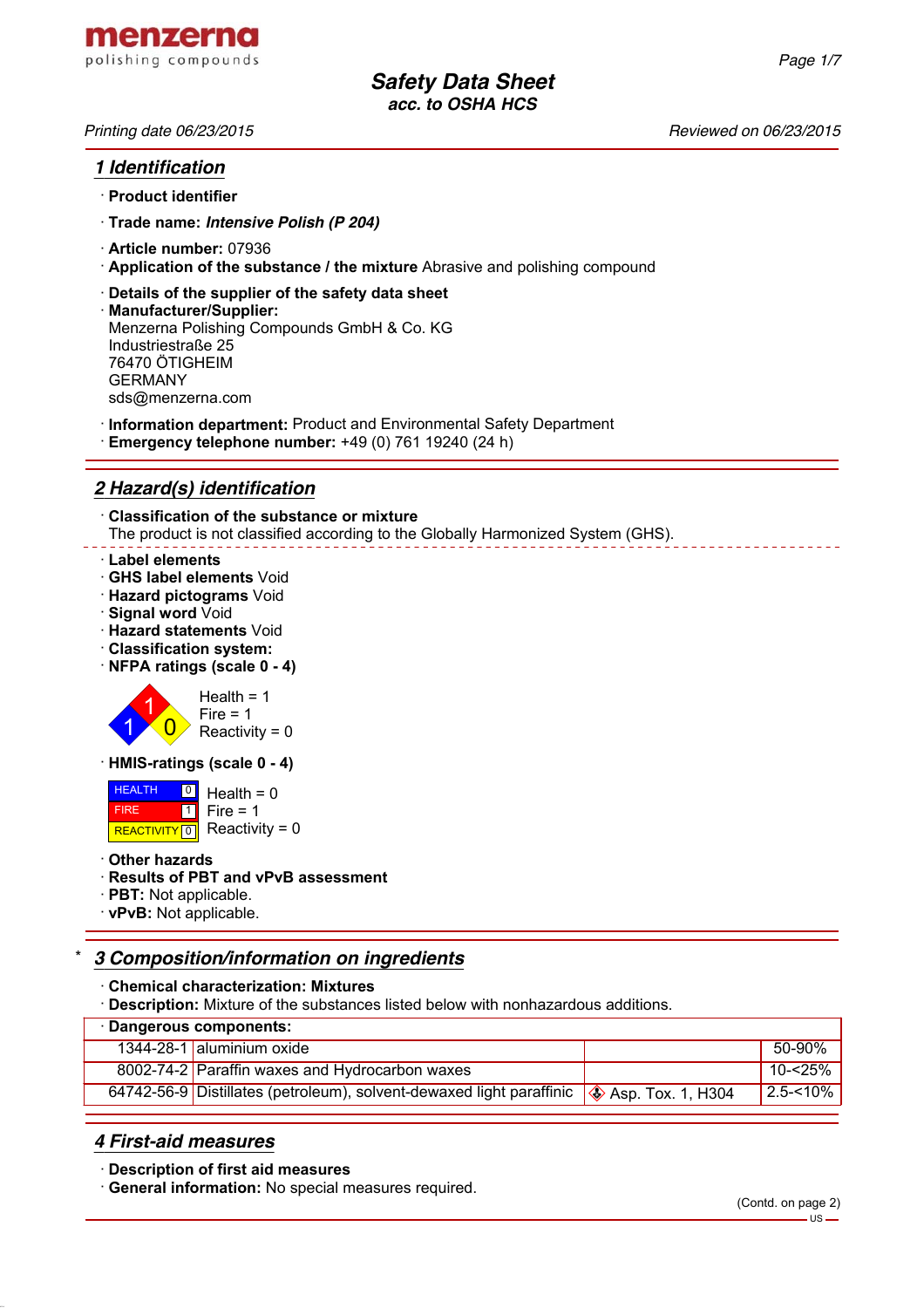menzerna
polishing compounds

# Safety Data Sheet
acc. to OSHA HCS

Printing date 06/23/2015 Reviewed on 06/23/2015

## 1 Identification

· **Product identifier**

· **Trade name:** ***Intensive Polish (P 204)***

· **Article number:** 07936

· **Application of the substance / the mixture** Abrasive and polishing compound

· **Details of the supplier of the safety data sheet**

· **Manufacturer/Supplier:**
Menzerna Polishing Compounds GmbH & Co. KG
Industriestraße 25
76470 ÖTIGHEIM
GERMANY
sds@menzerna.com

· **Information department:** Product and Environmental Safety Department

· **Emergency telephone number:** +49 (0) 761 19240 (24 h)

## 2 Hazard(s) identification

· **Classification of the substance or mixture**
The product is not classified according to the Globally Harmonized System (GHS).

· **Label elements**
· **GHS label elements** Void
· **Hazard pictograms** Void
· **Signal word** Void
· **Hazard statements** Void
· **Classification system:**
· **NFPA ratings (scale 0 - 4)**

Health = 1
Fire = 1
Reactivity = 0

· **HMIS-ratings (scale 0 - 4)**

| HEALTH | 0 |
|---|---|
| FIRE | 1 |
| REACTIVITY | 0 |

Health = 0
Fire = 1
Reactivity = 0

· **Other hazards**
· **Results of PBT and vPvB assessment**
· **PBT:** Not applicable.
· **vPvB:** Not applicable.

## * 3 Composition/information on ingredients

· **Chemical characterization: Mixtures**
· **Description:** Mixture of the substances listed below with nonhazardous additions.

| · **Dangerous components:** | | | |
|---|---|---|---|
| 1344-28-1 | aluminium oxide | | 50-90% |
| 8002-74-2 | Paraffin waxes and Hydrocarbon waxes | | 10-<25% |
| 64742-56-9 | Distillates (petroleum), solvent-dewaxed light paraffinic | Asp. Tox. 1, H304 | 2.5-<10% |

## 4 First-aid measures

· **Description of first aid measures**
· **General information:** No special measures required.

(Contd. on page 2)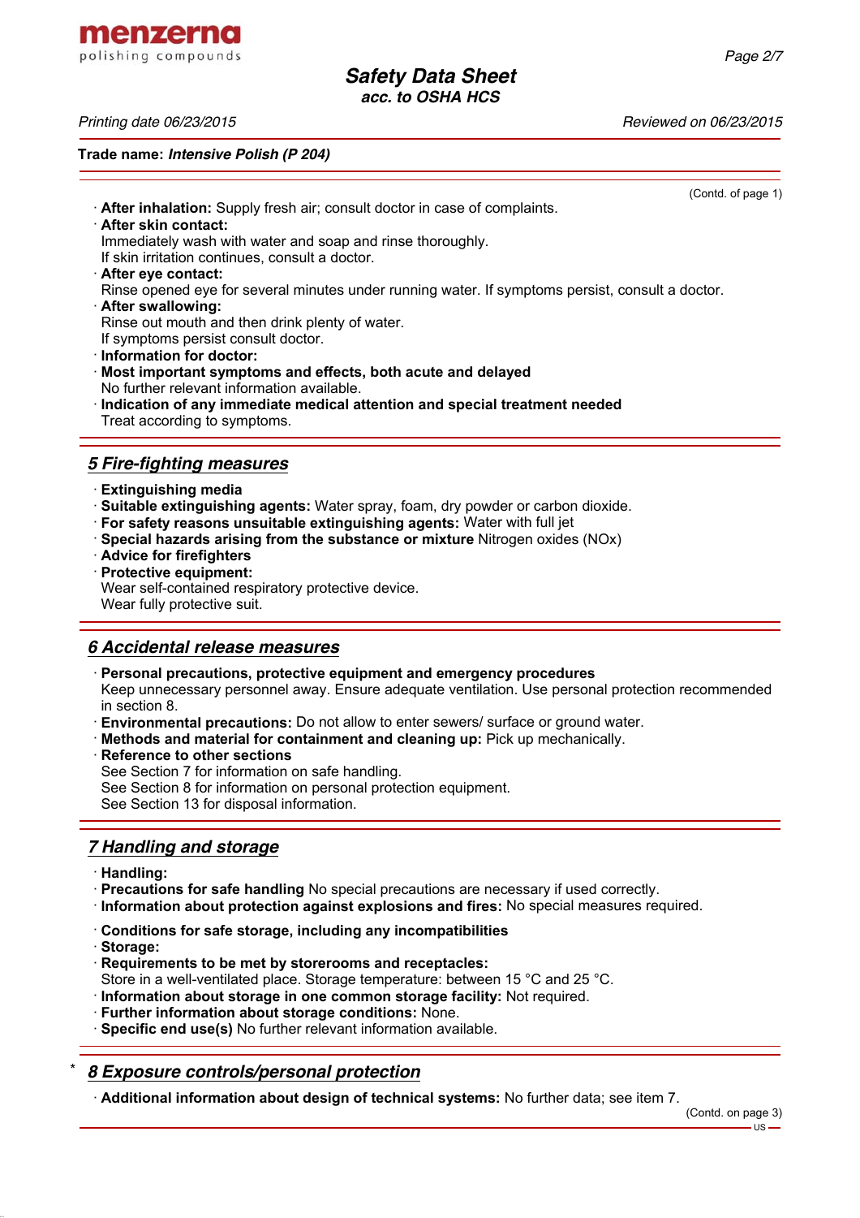(Contd. of page 1)

- **After inhalation:** Supply fresh air; consult doctor in case of complaints.
- **After skin contact:**
  Immediately wash with water and soap and rinse thoroughly.
  If skin irritation continues, consult a doctor.
- **After eye contact:**
  Rinse opened eye for several minutes under running water. If symptoms persist, consult a doctor.
- **After swallowing:**
  Rinse out mouth and then drink plenty of water.
  If symptoms persist consult doctor.
- **Information for doctor:**
- **Most important symptoms and effects, both acute and delayed**
  No further relevant information available.
- **Indication of any immediate medical attention and special treatment needed**
  Treat according to symptoms.

## 5 Fire-fighting measures

- **Extinguishing media**
- **Suitable extinguishing agents:** Water spray, foam, dry powder or carbon dioxide.
- **For safety reasons unsuitable extinguishing agents:** Water with full jet
- **Special hazards arising from the substance or mixture** Nitrogen oxides (NOx)
- **Advice for firefighters**
- **Protective equipment:**
  Wear self-contained respiratory protective device.
  Wear fully protective suit.

## 6 Accidental release measures

- **Personal precautions, protective equipment and emergency procedures**
  Keep unnecessary personnel away. Ensure adequate ventilation. Use personal protection recommended in section 8.
- **Environmental precautions:** Do not allow to enter sewers/ surface or ground water.
- **Methods and material for containment and cleaning up:** Pick up mechanically.
- **Reference to other sections**
  See Section 7 for information on safe handling.
  See Section 8 for information on personal protection equipment.
  See Section 13 for disposal information.

## 7 Handling and storage

- **Handling:**
- **Precautions for safe handling** No special precautions are necessary if used correctly.
- **Information about protection against explosions and fires:** No special measures required.

- **Conditions for safe storage, including any incompatibilities**
- **Storage:**
- **Requirements to be met by storerooms and receptacles:**
  Store in a well-ventilated place. Storage temperature: between 15 °C and 25 °C.
- **Information about storage in one common storage facility:** Not required.
- **Further information about storage conditions:** None.
- **Specific end use(s)** No further relevant information available.

## * 8 Exposure controls/personal protection

- **Additional information about design of technical systems:** No further data; see item 7.

(Contd. on page 3)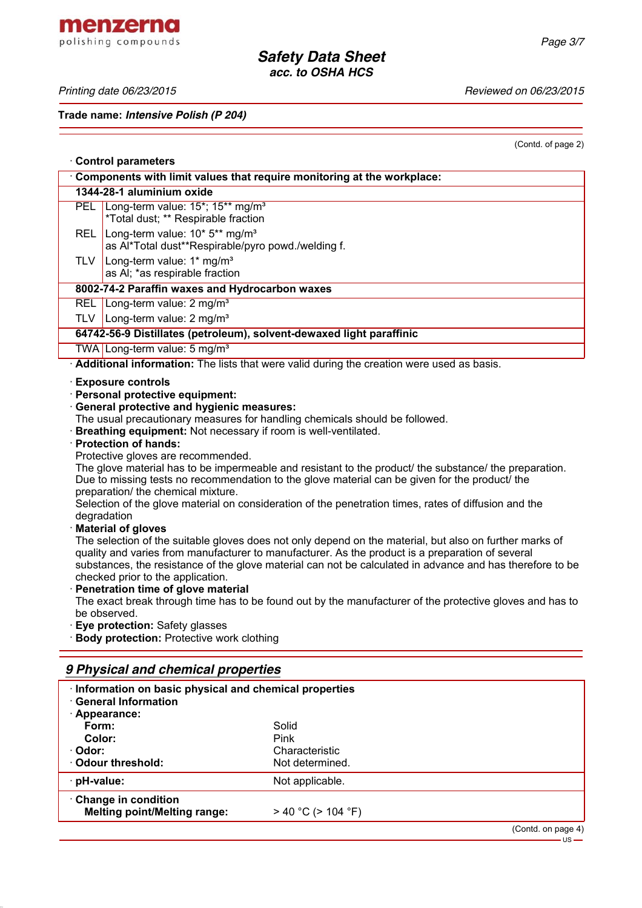Trade name: ***Intensive Polish (P 204)***

(Contd. of page 2)

· **Control parameters**

| · **Components with limit values that require monitoring at the workplace:** | |
|---|---|
| **1344-28-1 aluminium oxide** | |
| PEL | Long-term value: 15*; 15** mg/m³<br>*Total dust; ** Respirable fraction |
| REL | Long-term value: 10* 5** mg/m³<br>as Al*Total dust**Respirable/pyro powd./welding f. |
| TLV | Long-term value: 1* mg/m³<br>as Al; *as respirable fraction |
| **8002-74-2 Paraffin waxes and Hydrocarbon waxes** | |
| REL | Long-term value: 2 mg/m³ |
| TLV | Long-term value: 2 mg/m³ |
| **64742-56-9 Distillates (petroleum), solvent-dewaxed light paraffinic** | |
| TWA | Long-term value: 5 mg/m³ |

· **Additional information:** The lists that were valid during the creation were used as basis.

· **Exposure controls**
· **Personal protective equipment:**
· **General protective and hygienic measures:**
The usual precautionary measures for handling chemicals should be followed.
· **Breathing equipment:** Not necessary if room is well-ventilated.
· **Protection of hands:**
Protective gloves are recommended.
The glove material has to be impermeable and resistant to the product/ the substance/ the preparation.
Due to missing tests no recommendation to the glove material can be given for the product/ the preparation/ the chemical mixture.
Selection of the glove material on consideration of the penetration times, rates of diffusion and the degradation
· **Material of gloves**
The selection of the suitable gloves does not only depend on the material, but also on further marks of quality and varies from manufacturer to manufacturer. As the product is a preparation of several substances, the resistance of the glove material can not be calculated in advance and has therefore to be checked prior to the application.
· **Penetration time of glove material**
The exact break through time has to be found out by the manufacturer of the protective gloves and has to be observed.
· **Eye protection:** Safety glasses
· **Body protection:** Protective work clothing

## *9 Physical and chemical properties*

| · **Information on basic physical and chemical properties** | |
|---|---|
| · **General Information** | |
| · **Appearance:** | |
| **Form:** | Solid |
| **Color:** | Pink |
| · **Odor:** | Characteristic |
| · **Odour threshold:** | Not determined. |
| · **pH-value:** | Not applicable. |
| · **Change in condition** | |
| **Melting point/Melting range:** | > 40 °C (> 104 °F) |

(Contd. on page 4)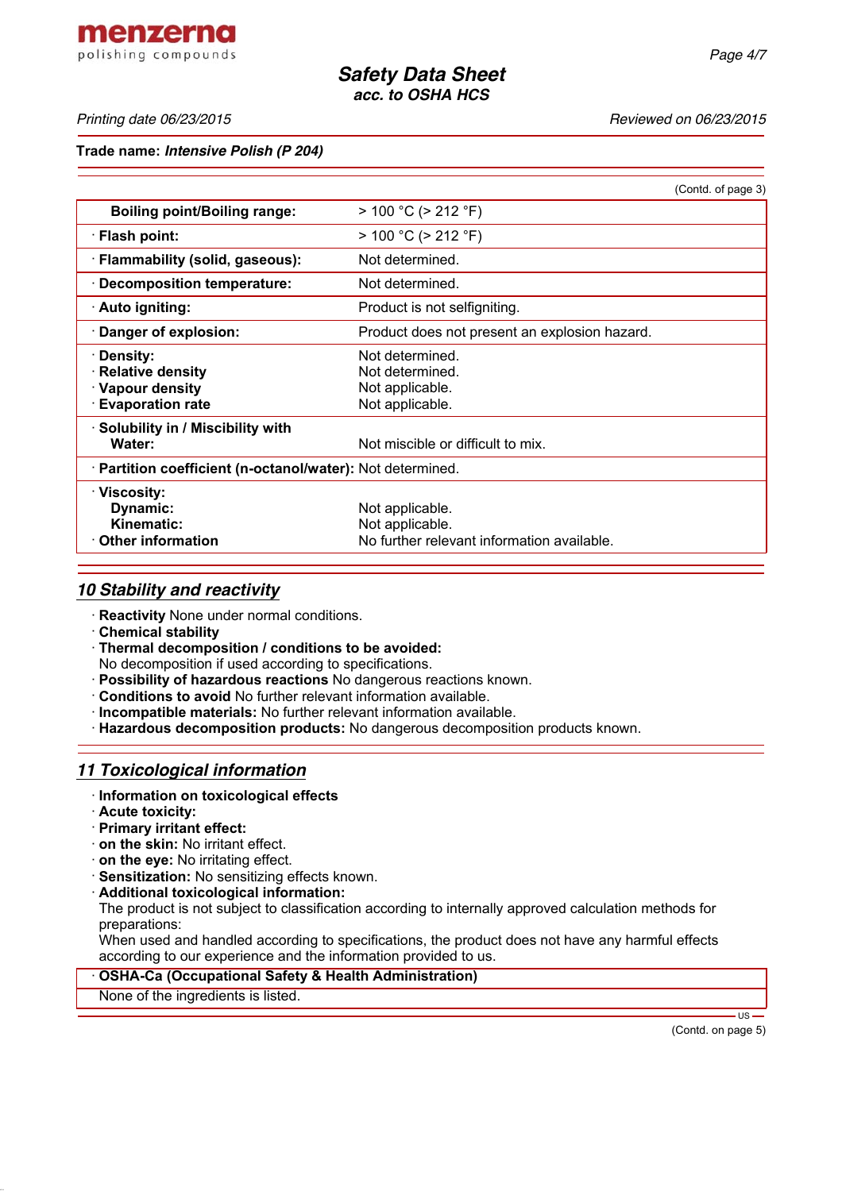Trade name: ***Intensive Polish (P 204)***

(Contd. of page 3)

| | |
|---|---|
| **Boiling point/Boiling range:** | > 100 °C (> 212 °F) |
| · **Flash point:** | > 100 °C (> 212 °F) |
| · **Flammability (solid, gaseous):** | Not determined. |
| · **Decomposition temperature:** | Not determined. |
| · **Auto igniting:** | Product is not selfigniting. |
| · **Danger of explosion:** | Product does not present an explosion hazard. |
| · **Density:** | Not determined. |
| · **Relative density** | Not determined. |
| · **Vapour density** | Not applicable. |
| · **Evaporation rate** | Not applicable. |
| · **Solubility in / Miscibility with Water:** | Not miscible or difficult to mix. |
| · **Partition coefficient (n-octanol/water):** | Not determined. |
| · **Viscosity:** | |
| **Dynamic:** | Not applicable. |
| **Kinematic:** | Not applicable. |
| · **Other information** | No further relevant information available. |

## *10 Stability and reactivity*

· **Reactivity** None under normal conditions.
· **Chemical stability**
· **Thermal decomposition / conditions to be avoided:**
No decomposition if used according to specifications.
· **Possibility of hazardous reactions** No dangerous reactions known.
· **Conditions to avoid** No further relevant information available.
· **Incompatible materials:** No further relevant information available.
· **Hazardous decomposition products:** No dangerous decomposition products known.

## *11 Toxicological information*

· **Information on toxicological effects**
· **Acute toxicity:**
· **Primary irritant effect:**
· **on the skin:** No irritant effect.
· **on the eye:** No irritating effect.
· **Sensitization:** No sensitizing effects known.
· **Additional toxicological information:**
The product is not subject to classification according to internally approved calculation methods for preparations:
When used and handled according to specifications, the product does not have any harmful effects according to our experience and the information provided to us.

· **OSHA-Ca (Occupational Safety & Health Administration)**
None of the ingredients is listed.

(Contd. on page 5)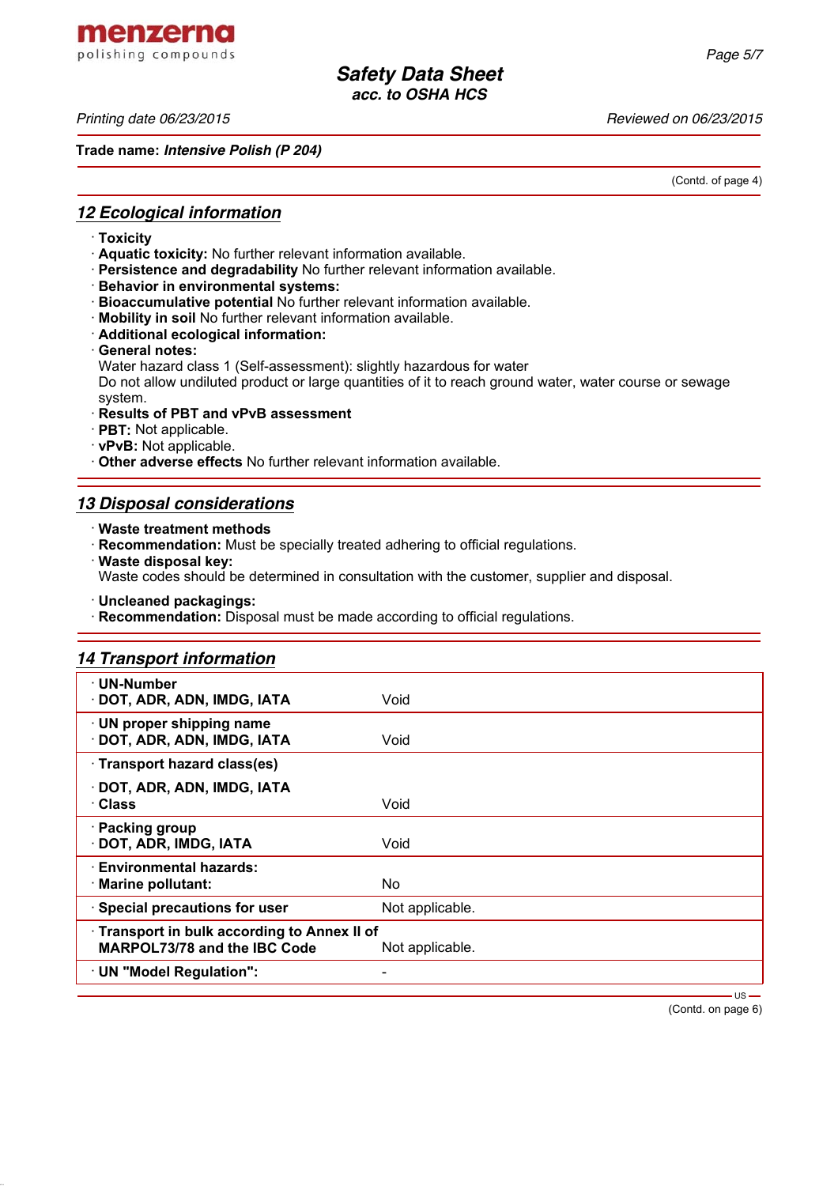Trade name: *Intensive Polish (P 204)*

(Contd. of page 4)

## 12 Ecological information

- · **Toxicity**
- · **Aquatic toxicity:** No further relevant information available.
- · **Persistence and degradability** No further relevant information available.
- · **Behavior in environmental systems:**
- · **Bioaccumulative potential** No further relevant information available.
- · **Mobility in soil** No further relevant information available.
- · **Additional ecological information:**
- · **General notes:**
  Water hazard class 1 (Self-assessment): slightly hazardous for water
  Do not allow undiluted product or large quantities of it to reach ground water, water course or sewage system.
- · **Results of PBT and vPvB assessment**
- · **PBT:** Not applicable.
- · **vPvB:** Not applicable.
- · **Other adverse effects** No further relevant information available.

## 13 Disposal considerations

- · **Waste treatment methods**
- · **Recommendation:** Must be specially treated adhering to official regulations.
- · **Waste disposal key:**
  Waste codes should be determined in consultation with the customer, supplier and disposal.
- · **Uncleaned packagings:**
- · **Recommendation:** Disposal must be made according to official regulations.

## 14 Transport information

| | |
|---|---|
| · **UN-Number**<br>· **DOT, ADR, ADN, IMDG, IATA** | Void |
| · **UN proper shipping name**<br>· **DOT, ADR, ADN, IMDG, IATA** | Void |
| · **Transport hazard class(es)**<br>· **DOT, ADR, ADN, IMDG, IATA**<br>· **Class** | Void |
| · **Packing group**<br>· **DOT, ADR, IMDG, IATA** | Void |
| · **Environmental hazards:**<br>· **Marine pollutant:** | No |
| · **Special precautions for user** | Not applicable. |
| · **Transport in bulk according to Annex II of MARPOL73/78 and the IBC Code** | Not applicable. |
| · **UN "Model Regulation":** | - |

(Contd. on page 6)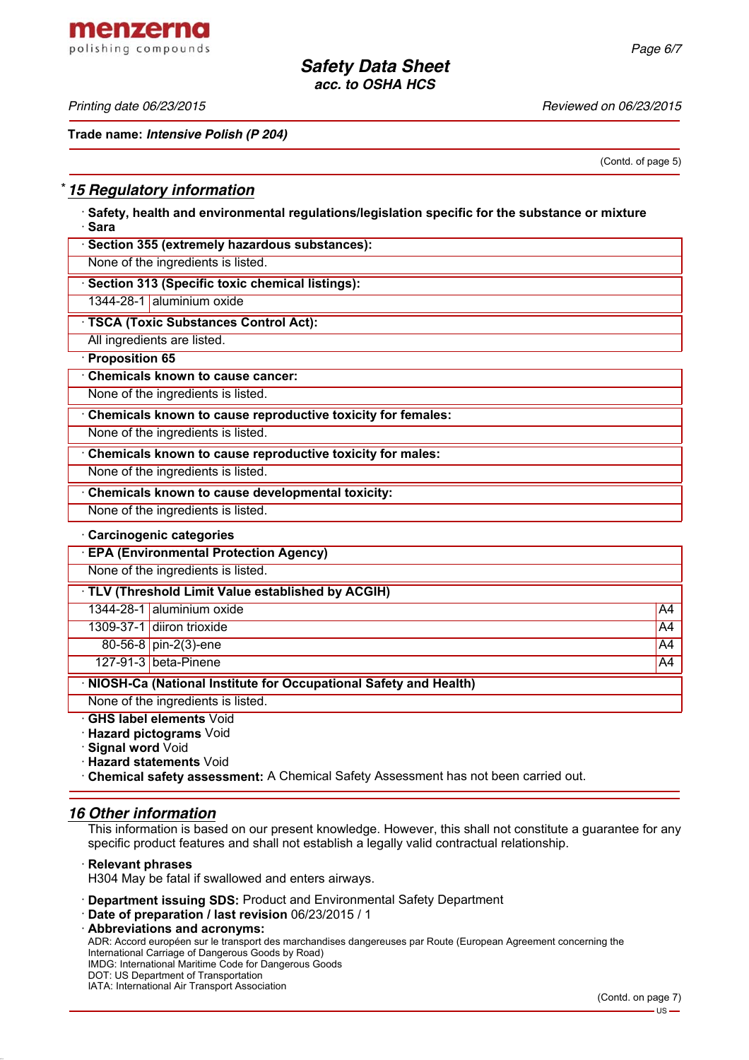Printing date 06/23/2015 Reviewed on 06/23/2015

**Trade name:** ***Intensive Polish (P 204)***

(Contd. of page 5)

## * 15 Regulatory information

· **Safety, health and environmental regulations/legislation specific for the substance or mixture**
· **Sara**

| · **Section 355 (extremely hazardous substances):** |
|---|
| None of the ingredients is listed. |

| · **Section 313 (Specific toxic chemical listings):** | |
|---|---|
| 1344-28-1 | aluminium oxide |

| · **TSCA (Toxic Substances Control Act):** |
|---|
| All ingredients are listed. |

· **Proposition 65**

| · **Chemicals known to cause cancer:** |
|---|
| None of the ingredients is listed. |

| · **Chemicals known to cause reproductive toxicity for females:** |
|---|
| None of the ingredients is listed. |

| · **Chemicals known to cause reproductive toxicity for males:** |
|---|
| None of the ingredients is listed. |

| · **Chemicals known to cause developmental toxicity:** |
|---|
| None of the ingredients is listed. |

· **Carcinogenic categories**

| · **EPA (Environmental Protection Agency)** |
|---|
| None of the ingredients is listed. |

| · **TLV (Threshold Limit Value established by ACGIH)** | | |
|---|---|---|
| 1344-28-1 | aluminium oxide | A4 |
| 1309-37-1 | diiron trioxide | A4 |
| 80-56-8 | pin-2(3)-ene | A4 |
| 127-91-3 | beta-Pinene | A4 |

| · **NIOSH-Ca (National Institute for Occupational Safety and Health)** |
|---|
| None of the ingredients is listed. |

· **GHS label elements** Void
· **Hazard pictograms** Void
· **Signal word** Void
· **Hazard statements** Void
· **Chemical safety assessment:** A Chemical Safety Assessment has not been carried out.

## 16 Other information

This information is based on our present knowledge. However, this shall not constitute a guarantee for any specific product features and shall not establish a legally valid contractual relationship.

· **Relevant phrases**
H304 May be fatal if swallowed and enters airways.

· **Department issuing SDS:** Product and Environmental Safety Department
· **Date of preparation / last revision** 06/23/2015 / 1
· **Abbreviations and acronyms:**
ADR: Accord européen sur le transport des marchandises dangereuses par Route (European Agreement concerning the International Carriage of Dangerous Goods by Road)
IMDG: International Maritime Code for Dangerous Goods
DOT: US Department of Transportation
IATA: International Air Transport Association

(Contd. on page 7)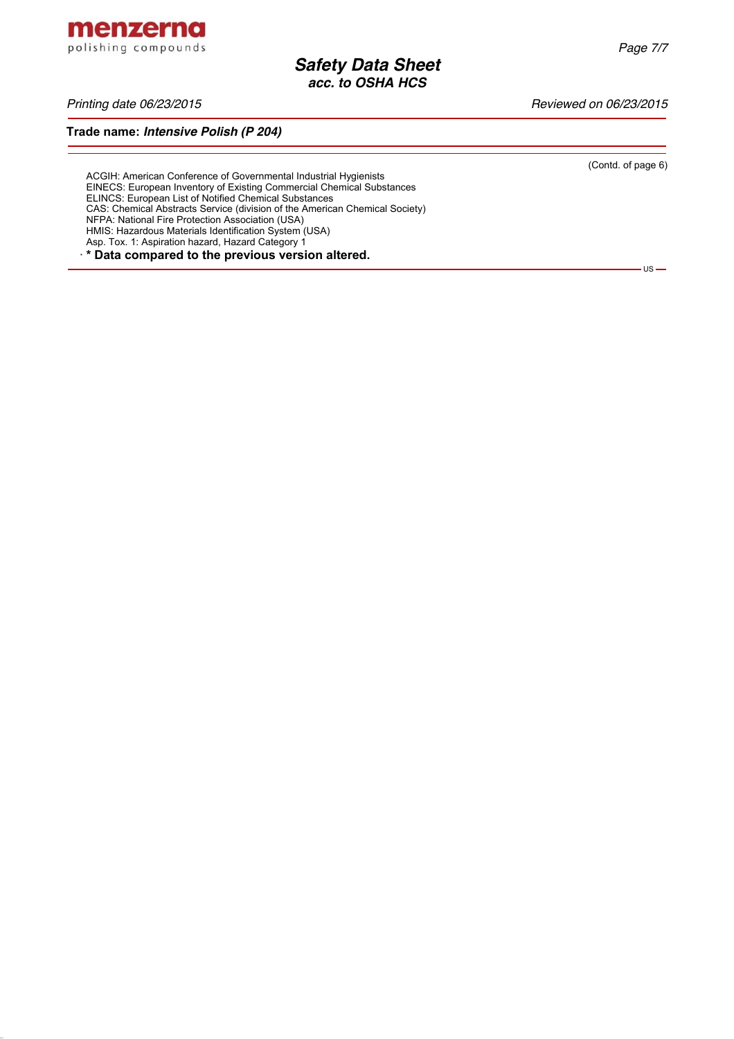ACGIH: American Conference of Governmental Industrial Hygienists
EINECS: European Inventory of Existing Commercial Chemical Substances
ELINCS: European List of Notified Chemical Substances
CAS: Chemical Abstracts Service (division of the American Chemical Society)
NFPA: National Fire Protection Association (USA)
HMIS: Hazardous Materials Identification System (USA)
Asp. Tox. 1: Aspiration hazard, Hazard Category 1

· **\* Data compared to the previous version altered.**